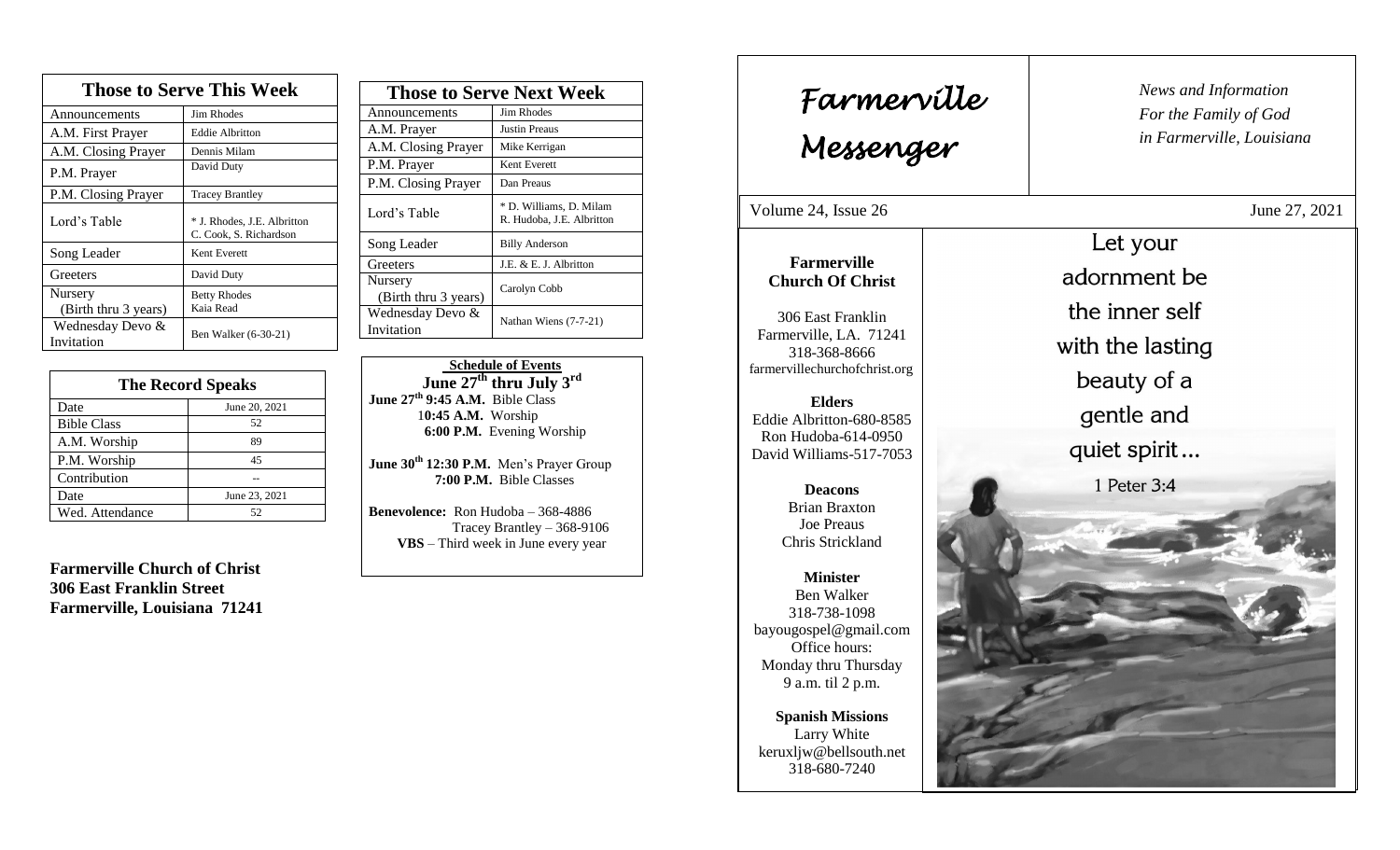# Farmerville Messenger

*News and Information*
*For the Family of God*
*in Farmerville, Louisiana*

Volume 24, Issue 26 — June 27, 2021

**Farmerville Church Of Christ**

306 East Franklin
Farmerville, LA. 71241
318-368-8666
farmervillechurchofchrist.org

**Elders**
Eddie Albritton-680-8585
Ron Hudoba-614-0950
David Williams-517-7053

**Deacons**
Brian Braxton
Joe Preaus
Chris Strickland

**Minister**
Ben Walker
318-738-1098
bayougospel@gmail.com
Office hours:
Monday thru Thursday
9 a.m. til 2 p.m.

**Spanish Missions**
Larry White
keruxljw@bellsouth.net
318-680-7240

Let your adornment be the inner self with the lasting beauty of a gentle and quiet spirit…

1 Peter 3:4

## Those to Serve This Week

| Role | Name |
|---|---|
| Announcements | Jim Rhodes |
| A.M. First Prayer | Eddie Albritton |
| A.M. Closing Prayer | Dennis Milam |
| P.M. Prayer | David Duty |
| P.M. Closing Prayer | Tracey Brantley |
| Lord's Table | * J. Rhodes, J.E. Albritton C. Cook, S. Richardson |
| Song Leader | Kent Everett |
| Greeters | David Duty |
| Nursery (Birth thru 3 years) | Betty Rhodes Kaia Read |
| Wednesday Devo & Invitation | Ben Walker (6-30-21) |

## The Record Speaks

| Date | June 20, 2021 |
|---|---|
| Bible Class | 52 |
| A.M. Worship | 89 |
| P.M. Worship | 45 |
| Contribution | -- |
| Date | June 23, 2021 |
| Wed. Attendance | 52 |

**Farmerville Church of Christ**
**306 East Franklin Street**
**Farmerville, Louisiana 71241**

## Those to Serve Next Week

| Role | Name |
|---|---|
| Announcements | Jim Rhodes |
| A.M. Prayer | Justin Preaus |
| A.M. Closing Prayer | Mike Kerrigan |
| P.M. Prayer | Kent Everett |
| P.M. Closing Prayer | Dan Preaus |
| Lord's Table | * D. Williams, D. Milam R. Hudoba, J.E. Albritton |
| Song Leader | Billy Anderson |
| Greeters | J.E. & E. J. Albritton |
| Nursery (Birth thru 3 years) | Carolyn Cobb |
| Wednesday Devo & Invitation | Nathan Wiens (7-7-21) |

**Schedule of Events**

**June 27th thru July 3rd**

**June 27th 9:45 A.M.** Bible Class
**10:45 A.M.** Worship
**6:00 P.M.** Evening Worship

**June 30th 12:30 P.M.** Men's Prayer Group
**7:00 P.M.** Bible Classes

**Benevolence:** Ron Hudoba – 368-4886
Tracey Brantley – 368-9106
**VBS** – Third week in June every year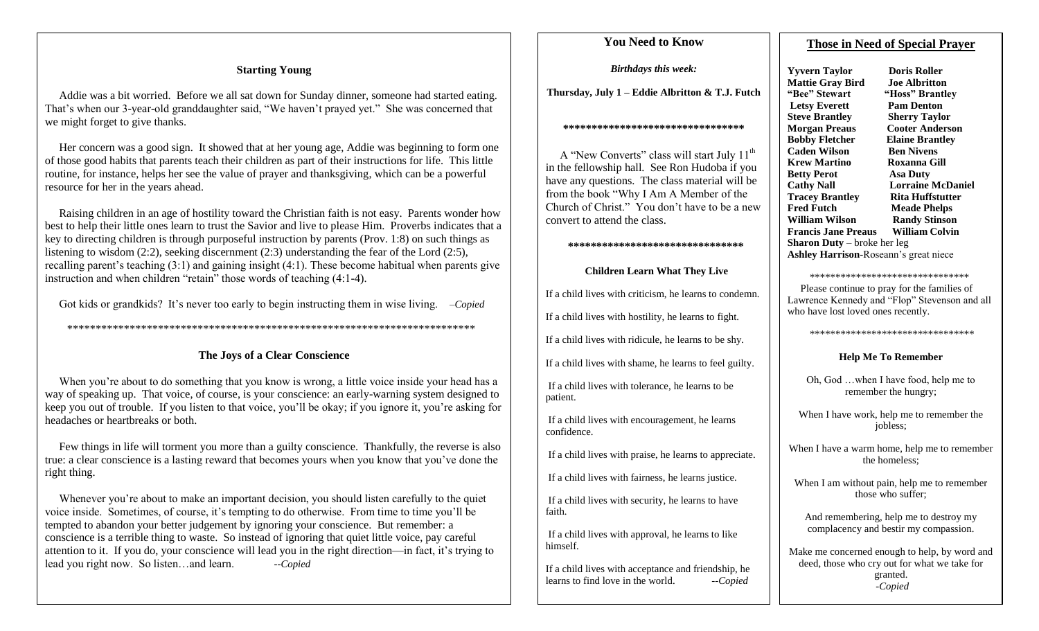### Starting Young

Addie was a bit worried. Before we all sat down for Sunday dinner, someone had started eating. That's when our 3-year-old granddaughter said, "We haven't prayed yet." She was concerned that we might forget to give thanks.

Her concern was a good sign. It showed that at her young age, Addie was beginning to form one of those good habits that parents teach their children as part of their instructions for life. This little routine, for instance, helps her see the value of prayer and thanksgiving, which can be a powerful resource for her in the years ahead.

Raising children in an age of hostility toward the Christian faith is not easy. Parents wonder how best to help their little ones learn to trust the Savior and live to please Him. Proverbs indicates that a key to directing children is through purposeful instruction by parents (Prov. 1:8) on such things as listening to wisdom (2:2), seeking discernment (2:3) understanding the fear of the Lord (2:5), recalling parent's teaching (3:1) and gaining insight (4:1). These become habitual when parents give instruction and when children "retain" those words of teaching (4:1-4).

Got kids or grandkids? It's never too early to begin instructing them in wise living. *–Copied*

***************************************************************************

### The Joys of a Clear Conscience

When you're about to do something that you know is wrong, a little voice inside your head has a way of speaking up. That voice, of course, is your conscience: an early-warning system designed to keep you out of trouble. If you listen to that voice, you'll be okay; if you ignore it, you're asking for headaches or heartbreaks or both.

Few things in life will torment you more than a guilty conscience. Thankfully, the reverse is also true: a clear conscience is a lasting reward that becomes yours when you know that you've done the right thing.

Whenever you're about to make an important decision, you should listen carefully to the quiet voice inside. Sometimes, of course, it's tempting to do otherwise. From time to time you'll be tempted to abandon your better judgement by ignoring your conscience. But remember: a conscience is a terrible thing to waste. So instead of ignoring that quiet little voice, pay careful attention to it. If you do, your conscience will lead you in the right direction—in fact, it's trying to lead you right now. So listen…and learn. *--Copied*

### You Need to Know

***Birthdays this week:***

**Thursday, July 1 – Eddie Albritton & T.J. Futch**

********************************

A "New Converts" class will start July 11th in the fellowship hall. See Ron Hudoba if you have any questions. The class material will be from the book "Why I Am A Member of the Church of Christ." You don't have to be a new convert to attend the class.

********************************

**Children Learn What They Live**

If a child lives with criticism, he learns to condemn.

If a child lives with hostility, he learns to fight.

If a child lives with ridicule, he learns to be shy.

If a child lives with shame, he learns to feel guilty.

If a child lives with tolerance, he learns to be patient.

If a child lives with encouragement, he learns confidence.

If a child lives with praise, he learns to appreciate.

If a child lives with fairness, he learns justice.

If a child lives with security, he learns to have faith.

If a child lives with approval, he learns to like himself.

If a child lives with acceptance and friendship, he learns to find love in the world. *--Copied*

### Those in Need of Special Prayer

| | |
|---|---|
| **Yyvern Taylor** | **Doris Roller** |
| **Mattie Gray Bird** | **Joe Albritton** |
| **"Bee" Stewart** | **"Hoss" Brantley** |
| **Letsy Everett** | **Pam Denton** |
| **Steve Brantley** | **Sherry Taylor** |
| **Morgan Preaus** | **Cooter Anderson** |
| **Bobby Fletcher** | **Elaine Brantley** |
| **Caden Wilson** | **Ben Nivens** |
| **Krew Martino** | **Roxanna Gill** |
| **Betty Perot** | **Asa Duty** |
| **Cathy Nall** | **Lorraine McDaniel** |
| **Tracey Brantley** | **Rita Huffstutter** |
| **Fred Futch** | **Meade Phelps** |
| **William Wilson** | **Randy Stinson** |
| **Francis Jane Preaus** | **William Colvin** |

**Sharon Duty** – broke her leg
**Ashley Harrison**-Roseann's great niece

********************************

Please continue to pray for the families of Lawrence Kennedy and "Flop" Stevenson and all who have lost loved ones recently.

********************************

**Help Me To Remember**

Oh, God …when I have food, help me to remember the hungry;

When I have work, help me to remember the jobless;

When I have a warm home, help me to remember the homeless;

When I am without pain, help me to remember those who suffer;

And remembering, help me to destroy my complacency and bestir my compassion.

Make me concerned enough to help, by word and deed, those who cry out for what we take for granted.
*-Copied*